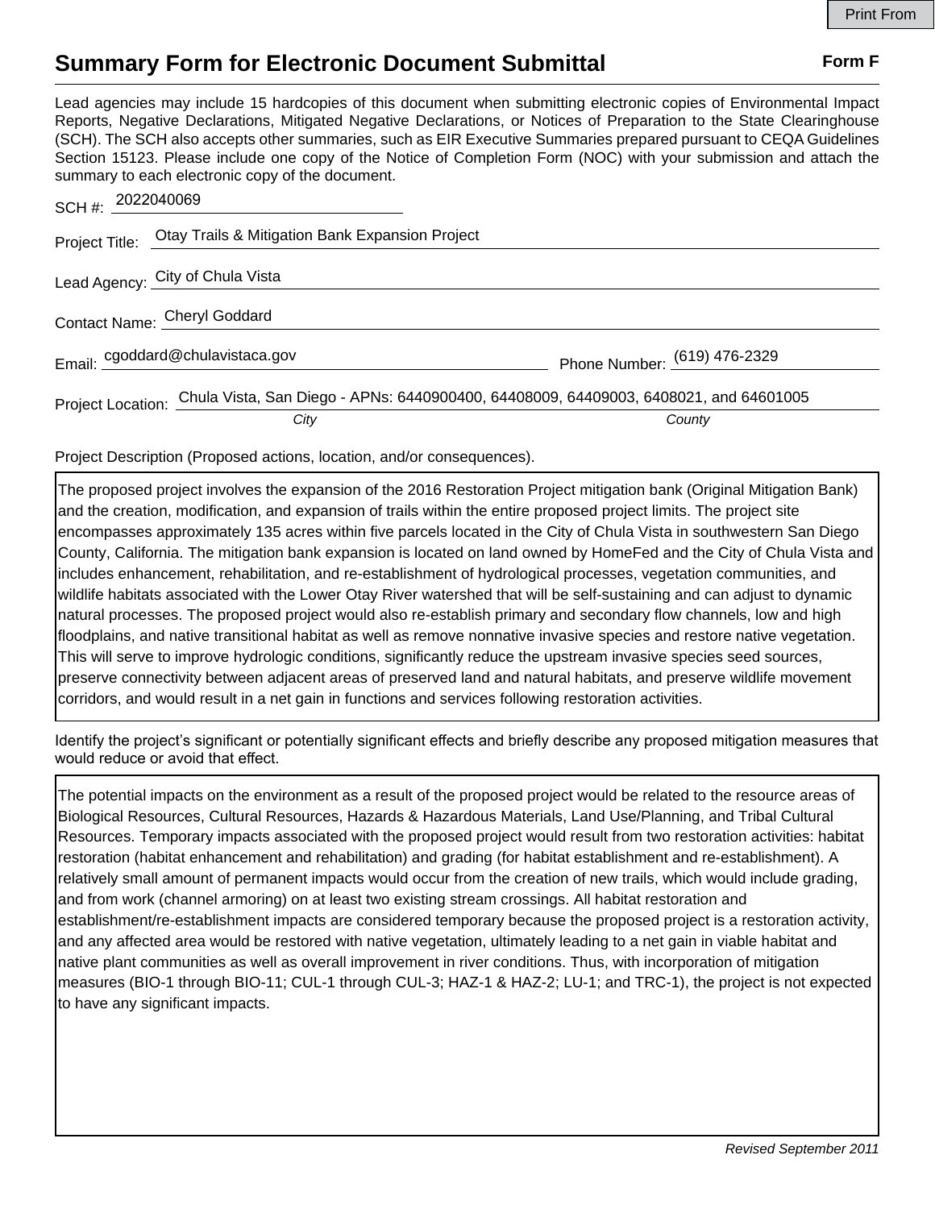# Summary Form for Electronic Document Submittal

**Form F**

Lead agencies may include 15 hardcopies of this document when submitting electronic copies of Environmental Impact Reports, Negative Declarations, Mitigated Negative Declarations, or Notices of Preparation to the State Clearinghouse (SCH). The SCH also accepts other summaries, such as EIR Executive Summaries prepared pursuant to CEQA Guidelines Section 15123. Please include one copy of the Notice of Completion Form (NOC) with your submission and attach the summary to each electronic copy of the document.

SCH #: 2022040069

Project Title: Otay Trails & Mitigation Bank Expansion Project

Lead Agency: City of Chula Vista

Contact Name: Cheryl Goddard

Email: cgoddard@chulavistaca.gov    Phone Number: (619) 476-2329

Project Location: Chula Vista, San Diego - APNs: 6440900400, 64408009, 64409003, 6408021, and 64601005

*City*    *County*

Project Description (Proposed actions, location, and/or consequences).

The proposed project involves the expansion of the 2016 Restoration Project mitigation bank (Original Mitigation Bank) and the creation, modification, and expansion of trails within the entire proposed project limits. The project site encompasses approximately 135 acres within five parcels located in the City of Chula Vista in southwestern San Diego County, California. The mitigation bank expansion is located on land owned by HomeFed and the City of Chula Vista and includes enhancement, rehabilitation, and re-establishment of hydrological processes, vegetation communities, and wildlife habitats associated with the Lower Otay River watershed that will be self-sustaining and can adjust to dynamic natural processes. The proposed project would also re-establish primary and secondary flow channels, low and high floodplains, and native transitional habitat as well as remove nonnative invasive species and restore native vegetation. This will serve to improve hydrologic conditions, significantly reduce the upstream invasive species seed sources, preserve connectivity between adjacent areas of preserved land and natural habitats, and preserve wildlife movement corridors, and would result in a net gain in functions and services following restoration activities.

Identify the project's significant or potentially significant effects and briefly describe any proposed mitigation measures that would reduce or avoid that effect.

The potential impacts on the environment as a result of the proposed project would be related to the resource areas of Biological Resources, Cultural Resources, Hazards & Hazardous Materials, Land Use/Planning, and Tribal Cultural Resources. Temporary impacts associated with the proposed project would result from two restoration activities: habitat restoration (habitat enhancement and rehabilitation) and grading (for habitat establishment and re-establishment). A relatively small amount of permanent impacts would occur from the creation of new trails, which would include grading, and from work (channel armoring) on at least two existing stream crossings. All habitat restoration and establishment/re-establishment impacts are considered temporary because the proposed project is a restoration activity, and any affected area would be restored with native vegetation, ultimately leading to a net gain in viable habitat and native plant communities as well as overall improvement in river conditions. Thus, with incorporation of mitigation measures (BIO-1 through BIO-11; CUL-1 through CUL-3; HAZ-1 & HAZ-2; LU-1; and TRC-1), the project is not expected to have any significant impacts.

*Revised September 2011*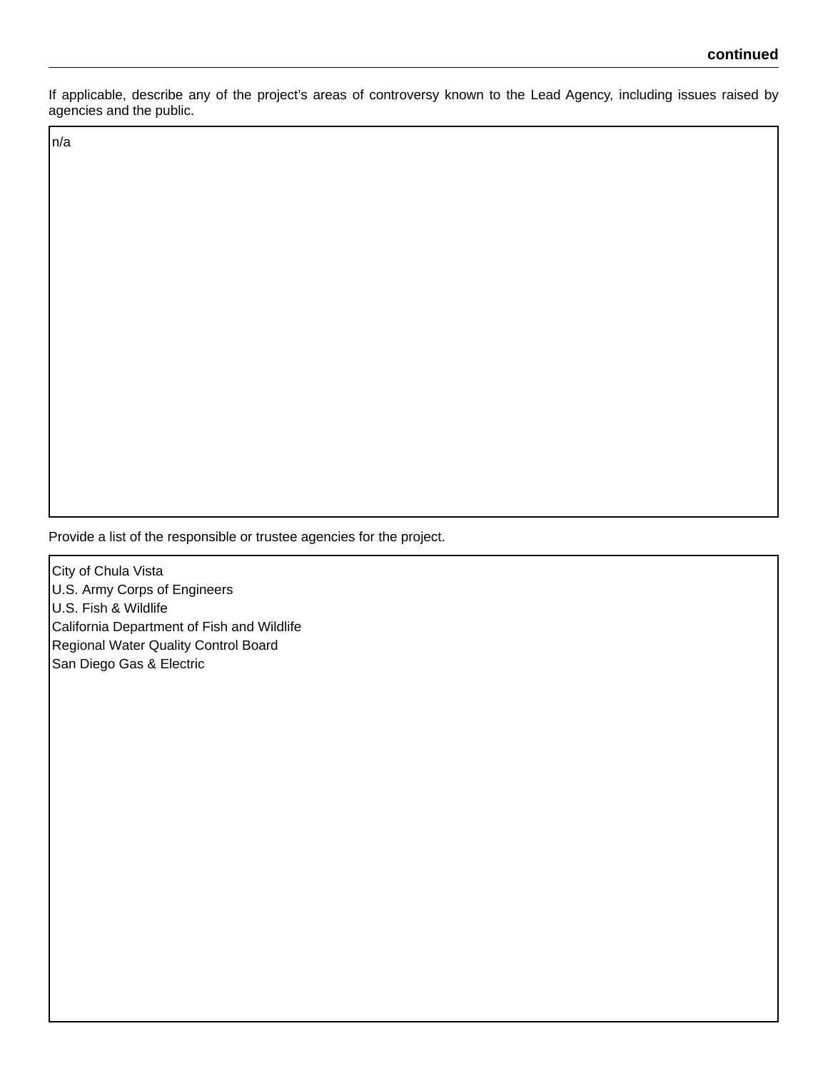**continued**

If applicable, describe any of the project's areas of controversy known to the Lead Agency, including issues raised by agencies and the public.

n/a

Provide a list of the responsible or trustee agencies for the project.

City of Chula Vista
U.S. Army Corps of Engineers
U.S. Fish & Wildlife
California Department of Fish and Wildlife
Regional Water Quality Control Board
San Diego Gas & Electric